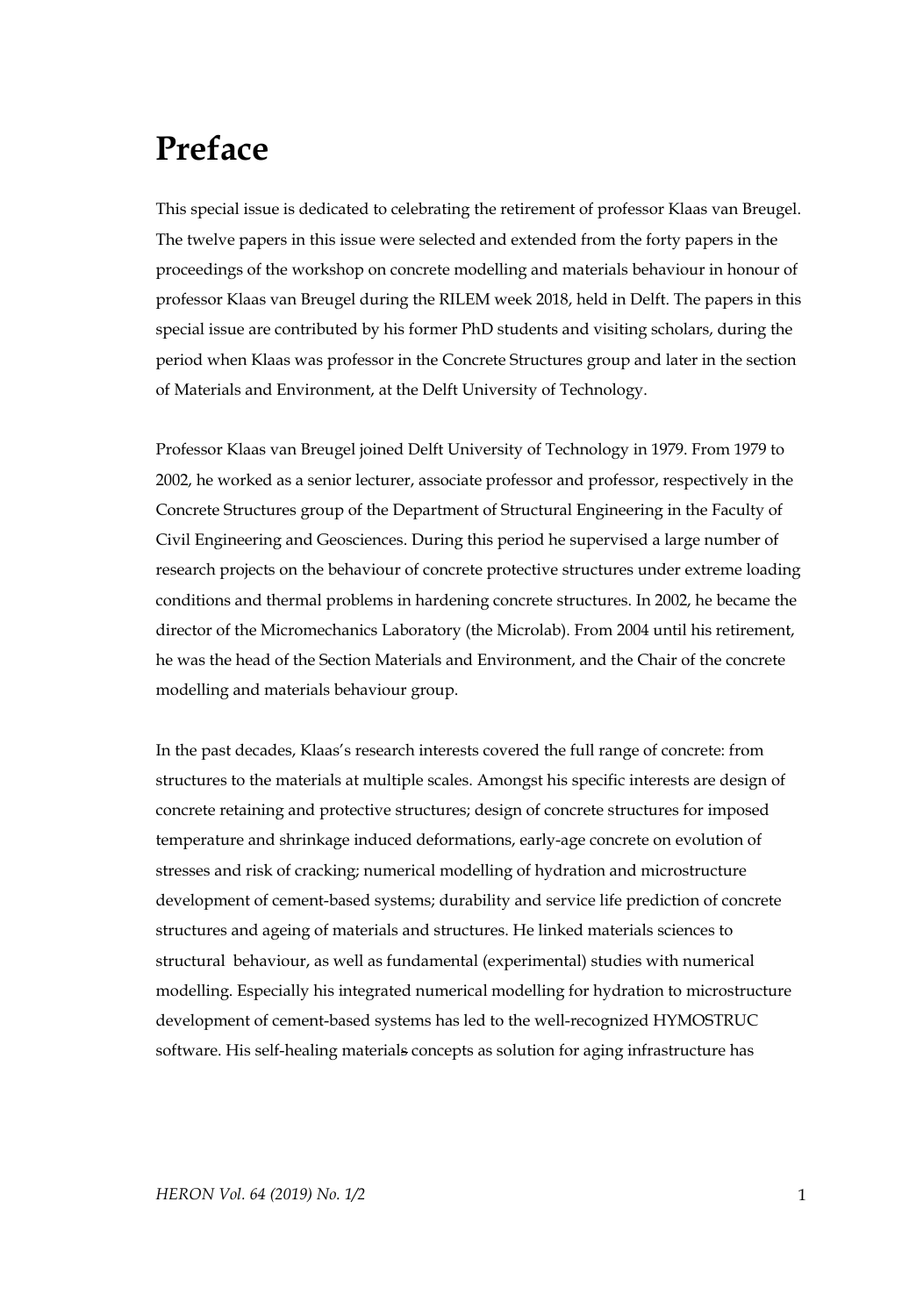# Preface

This special issue is dedicated to celebrating the retirement of professor Klaas van Breugel. The twelve papers in this issue were selected and extended from the forty papers in the proceedings of the workshop on concrete modelling and materials behaviour in honour of professor Klaas van Breugel during the RILEM week 2018, held in Delft. The papers in this special issue are contributed by his former PhD students and visiting scholars, during the period when Klaas was professor in the Concrete Structures group and later in the section of Materials and Environment, at the Delft University of Technology.

Professor Klaas van Breugel joined Delft University of Technology in 1979. From 1979 to 2002, he worked as a senior lecturer, associate professor and professor, respectively in the Concrete Structures group of the Department of Structural Engineering in the Faculty of Civil Engineering and Geosciences. During this period he supervised a large number of research projects on the behaviour of concrete protective structures under extreme loading conditions and thermal problems in hardening concrete structures. In 2002, he became the director of the Micromechanics Laboratory (the Microlab). From 2004 until his retirement, he was the head of the Section Materials and Environment, and the Chair of the concrete modelling and materials behaviour group.

In the past decades, Klaas's research interests covered the full range of concrete: from structures to the materials at multiple scales. Amongst his specific interests are design of concrete retaining and protective structures; design of concrete structures for imposed temperature and shrinkage induced deformations, early-age concrete on evolution of stresses and risk of cracking; numerical modelling of hydration and microstructure development of cement-based systems; durability and service life prediction of concrete structures and ageing of materials and structures. He linked materials sciences to structural behaviour, as well as fundamental (experimental) studies with numerical modelling. Especially his integrated numerical modelling for hydration to microstructure development of cement-based systems has led to the well-recognized HYMOSTRUC software. His self-healing materials concepts as solution for aging infrastructure has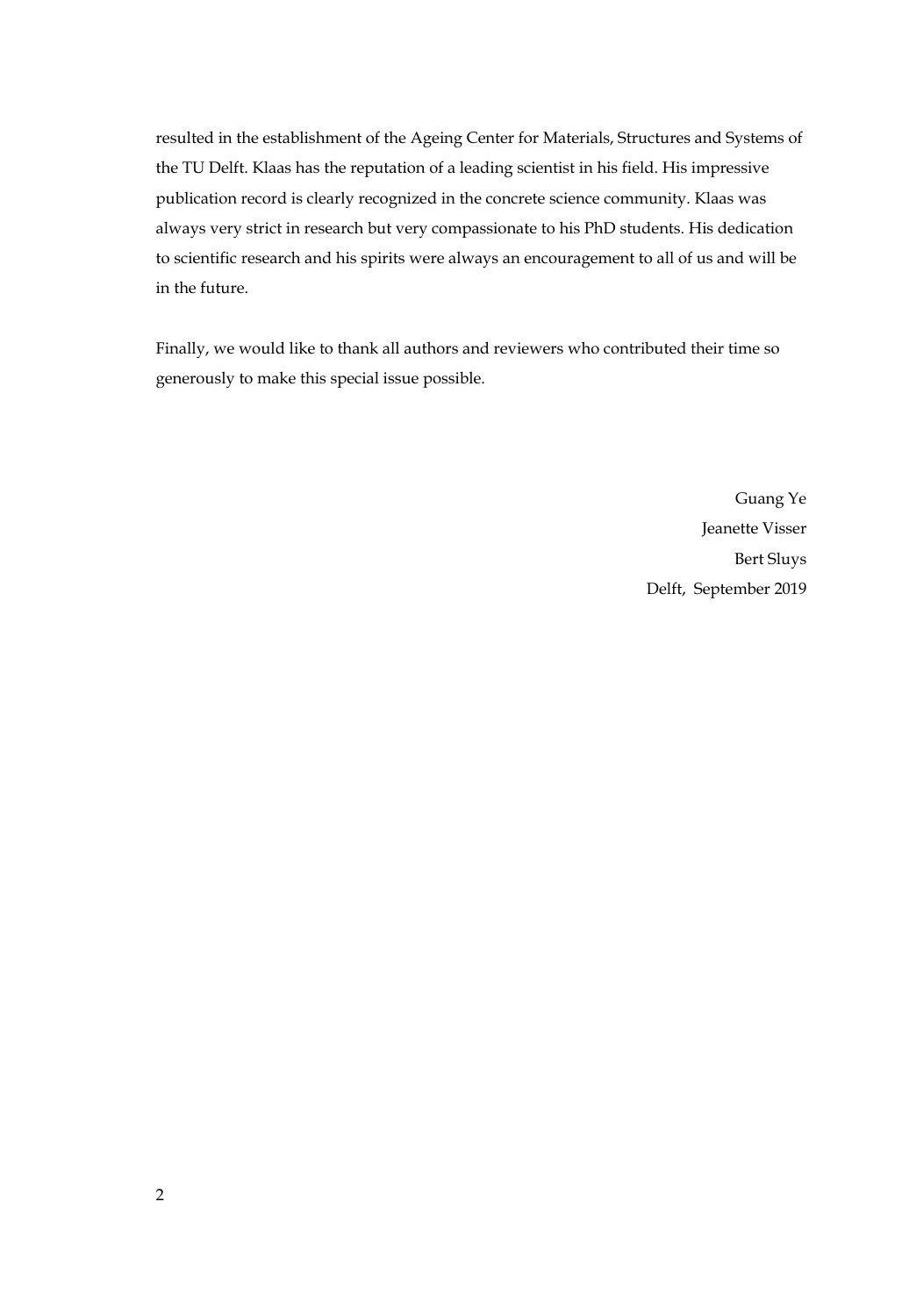resulted in the establishment of the Ageing Center for Materials, Structures and Systems of the TU Delft. Klaas has the reputation of a leading scientist in his field. His impressive publication record is clearly recognized in the concrete science community. Klaas was always very strict in research but very compassionate to his PhD students. His dedication to scientific research and his spirits were always an encouragement to all of us and will be in the future.

Finally, we would like to thank all authors and reviewers who contributed their time so generously to make this special issue possible.

Guang Ye  
Jeanette Visser  
Bert Sluys  
Delft, September 2019